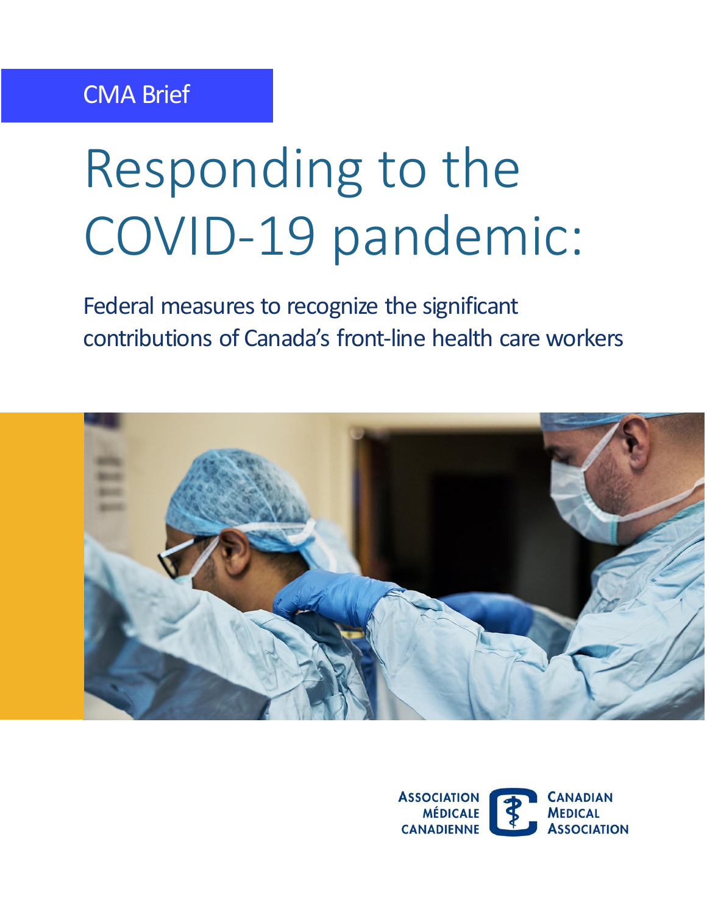CMA Brief

# Responding to the COVID-19 pandemic:

## Federal measures to recognize the significant contributions of Canada's front-line health care workers

Association médicale canadienne | Canadian Medical Association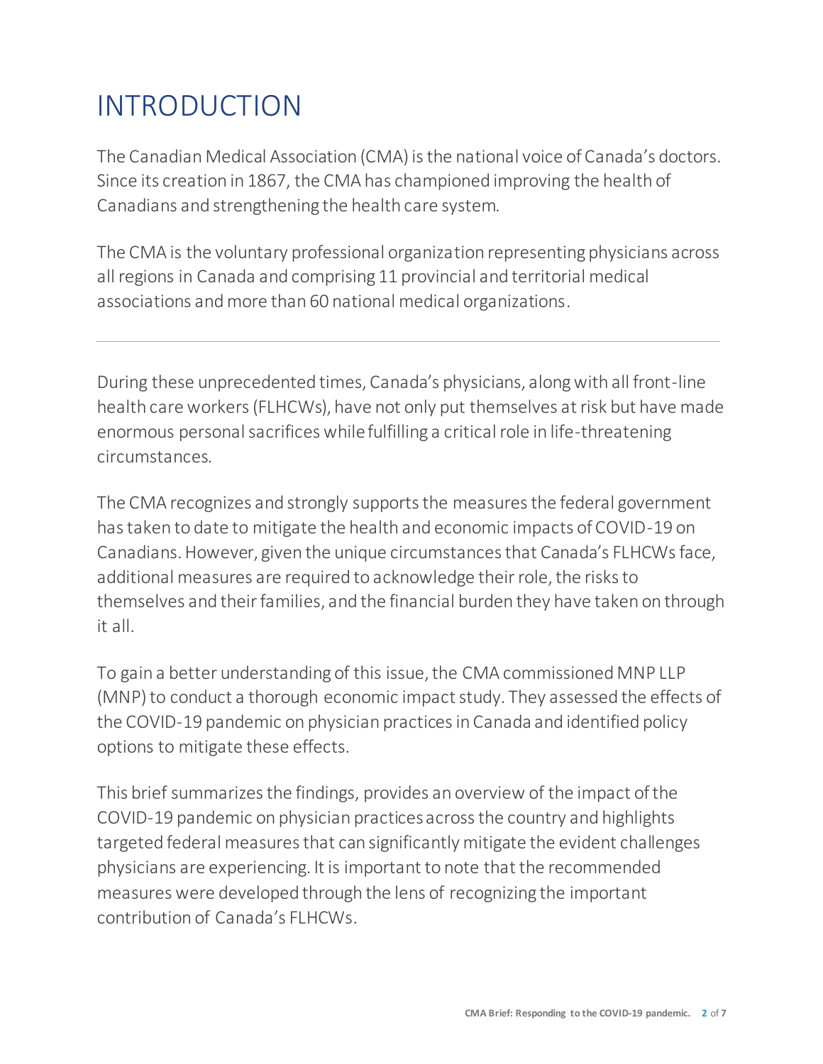# INTRODUCTION

The Canadian Medical Association (CMA) is the national voice of Canada's doctors. Since its creation in 1867, the CMA has championed improving the health of Canadians and strengthening the health care system.

The CMA is the voluntary professional organization representing physicians across all regions in Canada and comprising 11 provincial and territorial medical associations and more than 60 national medical organizations.

---

During these unprecedented times, Canada's physicians, along with all front-line health care workers (FLHCWs), have not only put themselves at risk but have made enormous personal sacrifices while fulfilling a critical role in life-threatening circumstances.

The CMA recognizes and strongly supports the measures the federal government has taken to date to mitigate the health and economic impacts of COVID-19 on Canadians. However, given the unique circumstances that Canada's FLHCWs face, additional measures are required to acknowledge their role, the risks to themselves and their families, and the financial burden they have taken on through it all.

To gain a better understanding of this issue, the CMA commissioned MNP LLP (MNP) to conduct a thorough economic impact study. They assessed the effects of the COVID-19 pandemic on physician practices in Canada and identified policy options to mitigate these effects.

This brief summarizes the findings, provides an overview of the impact of the COVID-19 pandemic on physician practices across the country and highlights targeted federal measures that can significantly mitigate the evident challenges physicians are experiencing. It is important to note that the recommended measures were developed through the lens of recognizing the important contribution of Canada's FLHCWs.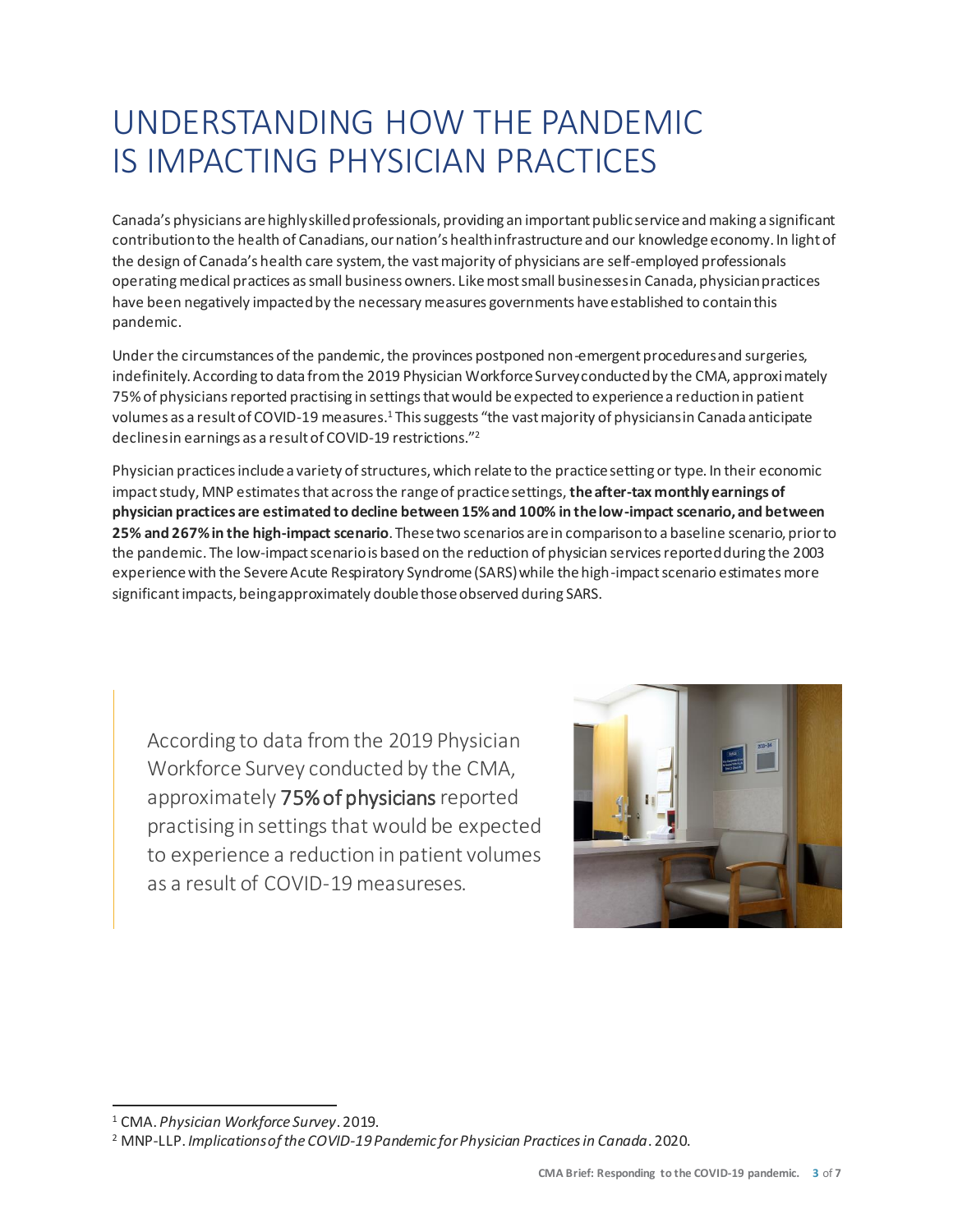# UNDERSTANDING HOW THE PANDEMIC IS IMPACTING PHYSICIAN PRACTICES

Canada's physicians are highly skilled professionals, providing an important public service and making a significant contribution to the health of Canadians, our nation's health infrastructure and our knowledge economy. In light of the design of Canada's health care system, the vast majority of physicians are self-employed professionals operating medical practices as small business owners. Like most small businesses in Canada, physician practices have been negatively impacted by the necessary measures governments have established to contain this pandemic.

Under the circumstances of the pandemic, the provinces postponed non-emergent procedures and surgeries, indefinitely. According to data from the 2019 Physician Workforce Survey conducted by the CMA, approximately 75% of physicians reported practising in settings that would be expected to experience a reduction in patient volumes as a result of COVID-19 measures.[1] This suggests "the vast majority of physicians in Canada anticipate declines in earnings as a result of COVID-19 restrictions."[2]

Physician practices include a variety of structures, which relate to the practice setting or type. In their economic impact study, MNP estimates that across the range of practice settings, **the after-tax monthly earnings of physician practices are estimated to decline between 15% and 100% in the low-impact scenario, and between 25% and 267% in the high-impact scenario**. These two scenarios are in comparison to a baseline scenario, prior to the pandemic. The low-impact scenario is based on the reduction of physician services reported during the 2003 experience with the Severe Acute Respiratory Syndrome (SARS) while the high-impact scenario estimates more significant impacts, being approximately double those observed during SARS.

> According to data from the 2019 Physician Workforce Survey conducted by the CMA, approximately **75% of physicians** reported practising in settings that would be expected to experience a reduction in patient volumes as a result of COVID-19 measureses.

[1] CMA. *Physician Workforce Survey*. 2019.

[2] MNP-LLP. *Implications of the COVID-19 Pandemic for Physician Practices in Canada*. 2020.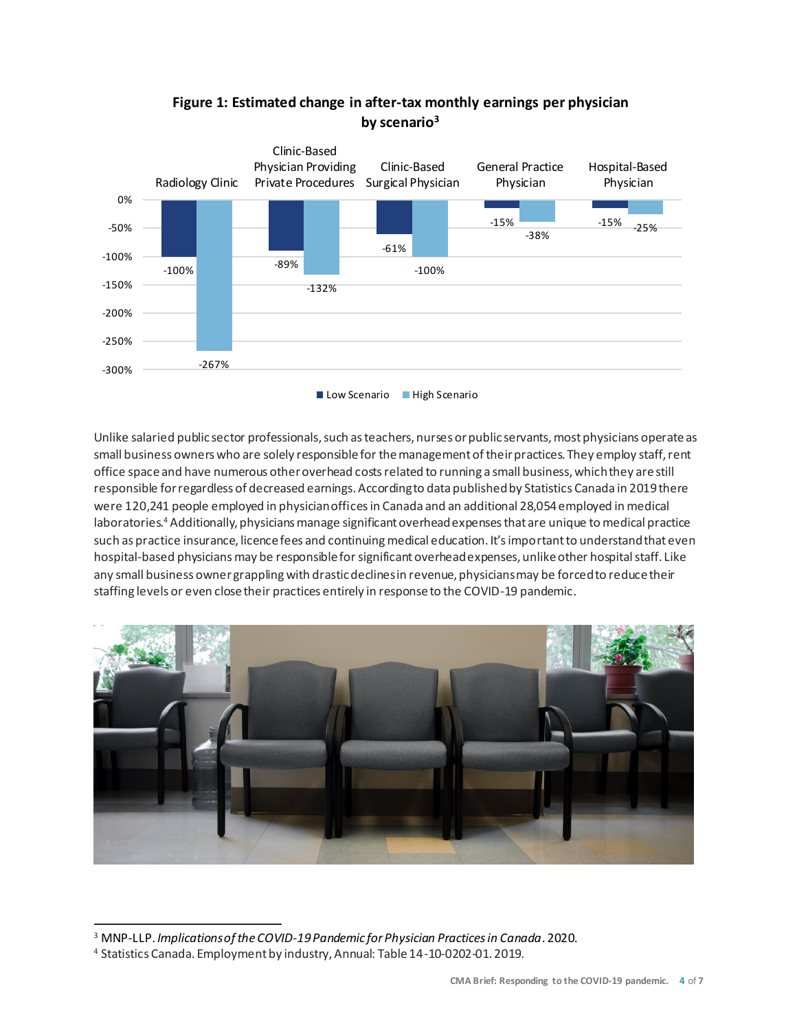**Figure 1: Estimated change in after-tax monthly earnings per physician by scenario[3]**

| Scenario | Radiology Clinic | Clinic-Based Physician Providing Private Procedures | Clinic-Based Surgical Physician | General Practice Physician | Hospital-Based Physician |
|---|---|---|---|---|---|
| Low Scenario | -100% | -89% | -61% | -15% | -15% |
| High Scenario | -267% | -132% | -100% | -38% | -25% |

Unlike salaried public sector professionals, such as teachers, nurses or public servants, most physicians operate as small business owners who are solely responsible for the management of their practices. They employ staff, rent office space and have numerous other overhead costs related to running a small business, which they are still responsible for regardless of decreased earnings. According to data published by Statistics Canada in 2019 there were 120,241 people employed in physician offices in Canada and an additional 28,054 employed in medical laboratories.[4] Additionally, physicians manage significant overhead expenses that are unique to medical practice such as practice insurance, licence fees and continuing medical education. It's important to understand that even hospital-based physicians may be responsible for significant overhead expenses, unlike other hospital staff. Like any small business owner grappling with drastic declines in revenue, physicians may be forced to reduce their staffing levels or even close their practices entirely in response to the COVID-19 pandemic.

---

[3] MNP-LLP. *Implications of the COVID-19 Pandemic for Physician Practices in Canada*. 2020.

[4] Statistics Canada. Employment by industry, Annual: Table 14-10-0202-01. 2019.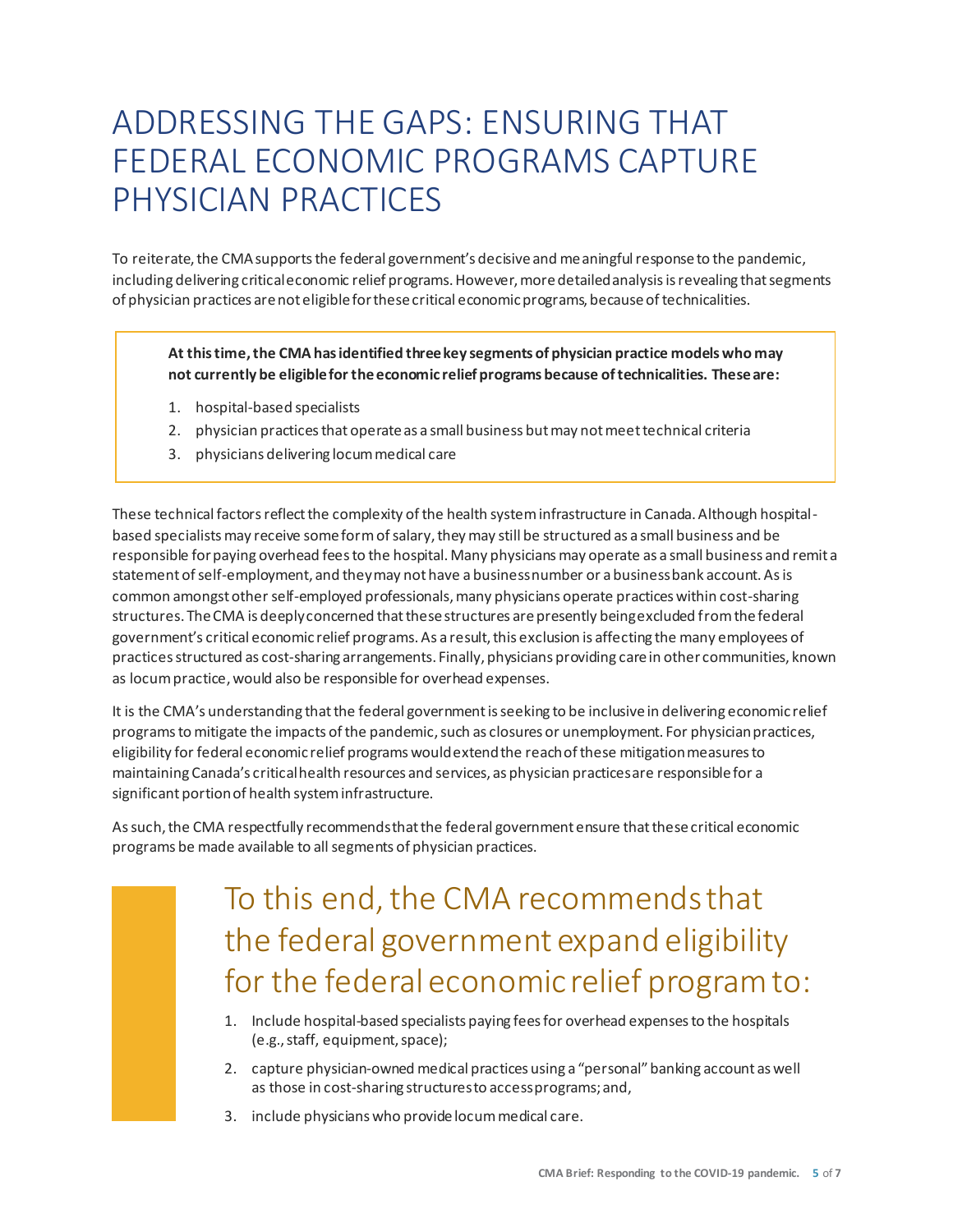# ADDRESSING THE GAPS: ENSURING THAT FEDERAL ECONOMIC PROGRAMS CAPTURE PHYSICIAN PRACTICES

To reiterate, the CMA supports the federal government's decisive and meaningful response to the pandemic, including delivering critical economic relief programs. However, more detailed analysis is revealing that segments of physician practices are not eligible for these critical economic programs, because of technicalities.

> **At this time, the CMA has identified three key segments of physician practice models who may not currently be eligible for the economic relief programs because of technicalities. These are:**
>
> 1. hospital-based specialists
> 2. physician practices that operate as a small business but may not meet technical criteria
> 3. physicians delivering locum medical care

These technical factors reflect the complexity of the health system infrastructure in Canada. Although hospital-based specialists may receive some form of salary, they may still be structured as a small business and be responsible for paying overhead fees to the hospital. Many physicians may operate as a small business and remit a statement of self-employment, and they may not have a business number or a business bank account. As is common amongst other self-employed professionals, many physicians operate practices within cost-sharing structures. The CMA is deeply concerned that these structures are presently being excluded from the federal government's critical economic relief programs. As a result, this exclusion is affecting the many employees of practices structured as cost-sharing arrangements. Finally, physicians providing care in other communities, known as locum practice, would also be responsible for overhead expenses.

It is the CMA's understanding that the federal government is seeking to be inclusive in delivering economic relief programs to mitigate the impacts of the pandemic, such as closures or unemployment. For physician practices, eligibility for federal economic relief programs would extend the reach of these mitigation measures to maintaining Canada's critical health resources and services, as physician practices are responsible for a significant portion of health system infrastructure.

As such, the CMA respectfully recommends that the federal government ensure that these critical economic programs be made available to all segments of physician practices.

## To this end, the CMA recommends that the federal government expand eligibility for the federal economic relief program to:

1. Include hospital-based specialists paying fees for overhead expenses to the hospitals (e.g., staff, equipment, space);
2. capture physician-owned medical practices using a "personal" banking account as well as those in cost-sharing structures to access programs; and,
3. include physicians who provide locum medical care.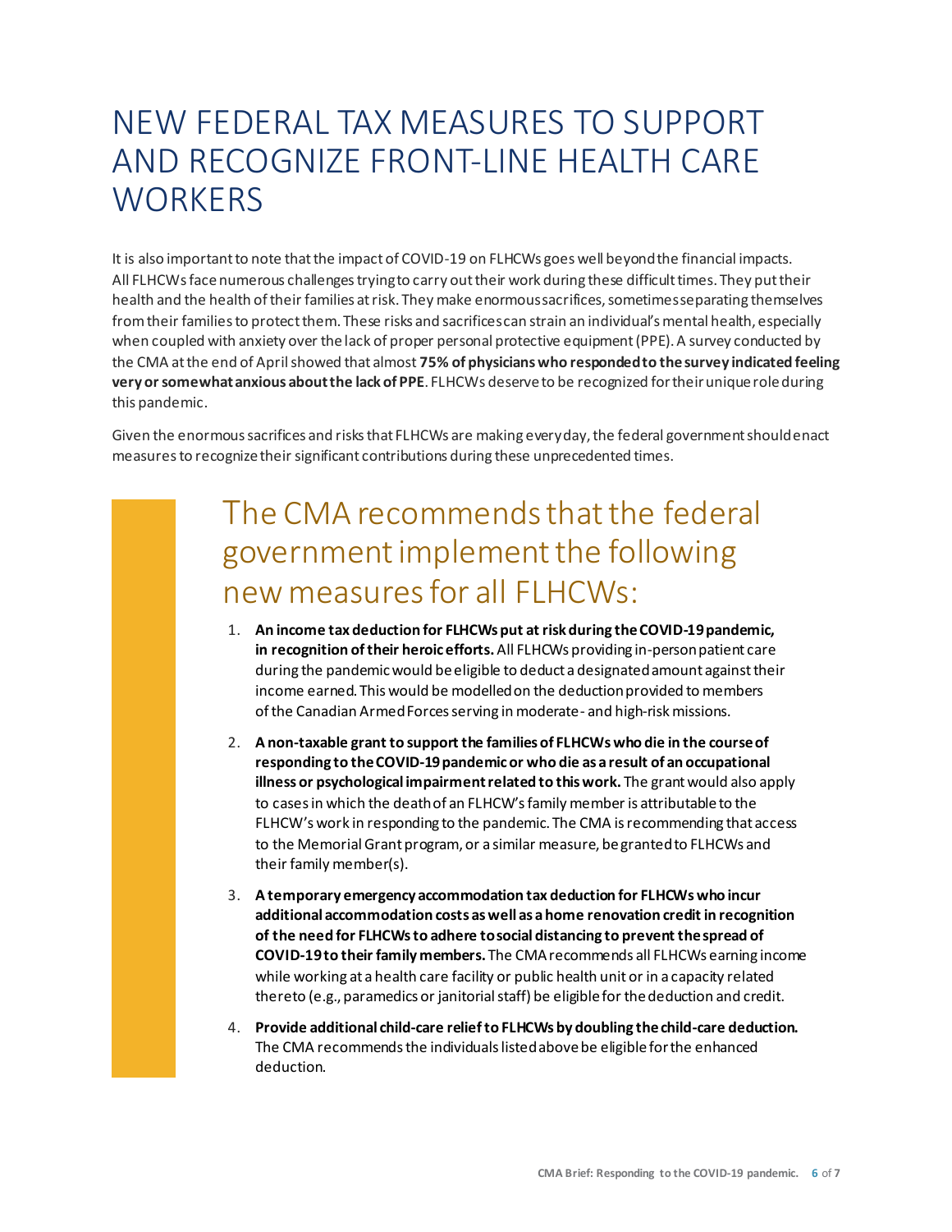# NEW FEDERAL TAX MEASURES TO SUPPORT AND RECOGNIZE FRONT-LINE HEALTH CARE WORKERS

It is also important to note that the impact of COVID-19 on FLHCWs goes well beyond the financial impacts. All FLHCWs face numerous challenges trying to carry out their work during these difficult times. They put their health and the health of their families at risk. They make enormous sacrifices, sometimes separating themselves from their families to protect them. These risks and sacrifices can strain an individual's mental health, especially when coupled with anxiety over the lack of proper personal protective equipment (PPE). A survey conducted by the CMA at the end of April showed that almost **75% of physicians who responded to the survey indicated feeling very or somewhat anxious about the lack of PPE**. FLHCWs deserve to be recognized for their unique role during this pandemic.

Given the enormous sacrifices and risks that FLHCWs are making every day, the federal government should enact measures to recognize their significant contributions during these unprecedented times.

## The CMA recommends that the federal government implement the following new measures for all FLHCWs:

1. **An income tax deduction for FLHCWs put at risk during the COVID-19 pandemic, in recognition of their heroic efforts.** All FLHCWs providing in-person patient care during the pandemic would be eligible to deduct a designated amount against their income earned. This would be modelled on the deduction provided to members of the Canadian Armed Forces serving in moderate- and high-risk missions.
2. **A non-taxable grant to support the families of FLHCWs who die in the course of responding to the COVID-19 pandemic or who die as a result of an occupational illness or psychological impairment related to this work.** The grant would also apply to cases in which the death of an FLHCW's family member is attributable to the FLHCW's work in responding to the pandemic. The CMA is recommending that access to the Memorial Grant program, or a similar measure, be granted to FLHCWs and their family member(s).
3. **A temporary emergency accommodation tax deduction for FLHCWs who incur additional accommodation costs as well as a home renovation credit in recognition of the need for FLHCWs to adhere to social distancing to prevent the spread of COVID-19 to their family members.** The CMA recommends all FLHCWs earning income while working at a health care facility or public health unit or in a capacity related thereto (e.g., paramedics or janitorial staff) be eligible for the deduction and credit.
4. **Provide additional child-care relief to FLHCWs by doubling the child-care deduction.** The CMA recommends the individuals listed above be eligible for the enhanced deduction.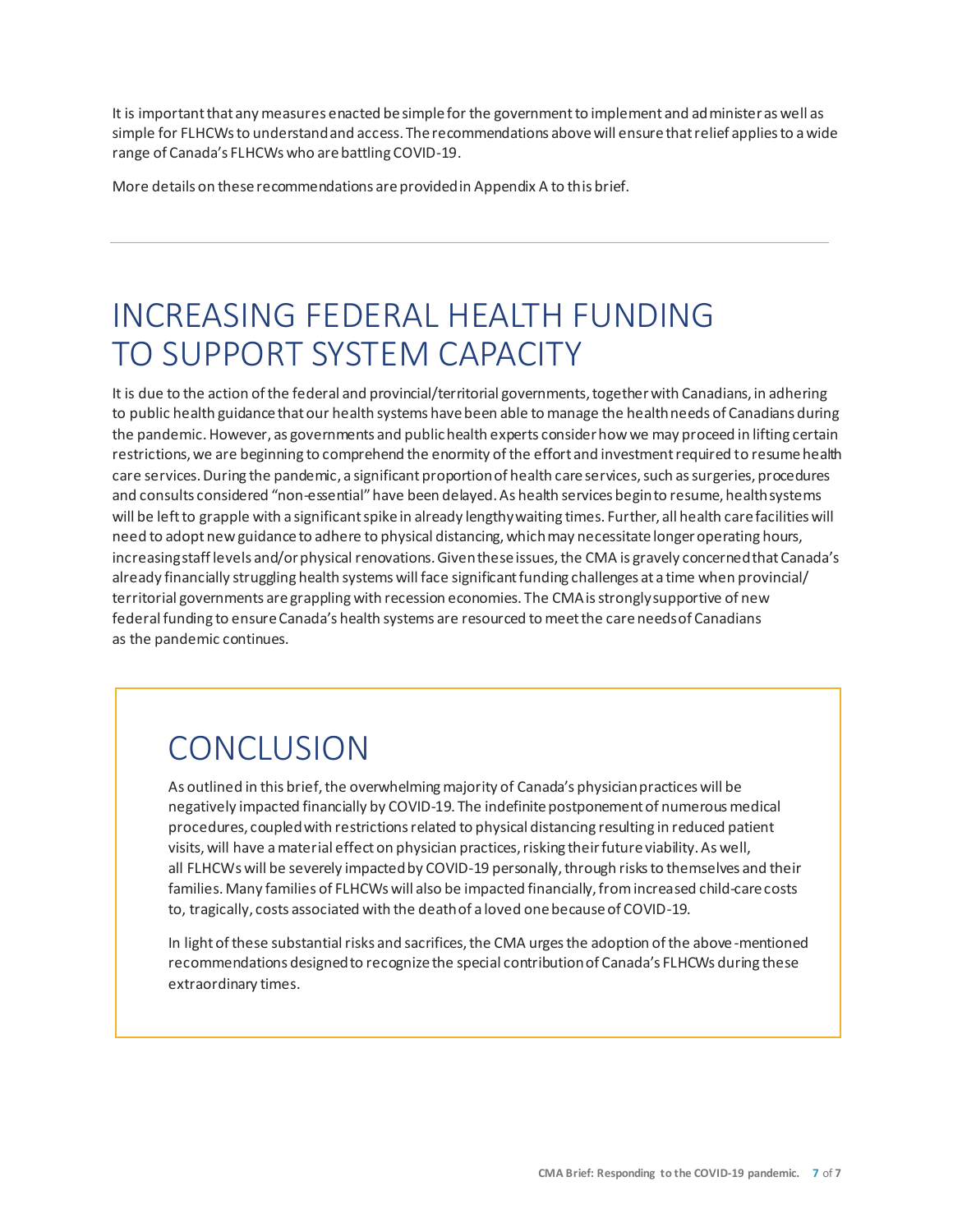It is important that any measures enacted be simple for the government to implement and administer as well as simple for FLHCWs to understand and access. The recommendations above will ensure that relief applies to a wide range of Canada's FLHCWs who are battling COVID-19.

More details on these recommendations are provided in Appendix A to this brief.

---

# INCREASING FEDERAL HEALTH FUNDING TO SUPPORT SYSTEM CAPACITY

It is due to the action of the federal and provincial/territorial governments, together with Canadians, in adhering to public health guidance that our health systems have been able to manage the health needs of Canadians during the pandemic. However, as governments and public health experts consider how we may proceed in lifting certain restrictions, we are beginning to comprehend the enormity of the effort and investment required to resume health care services. During the pandemic, a significant proportion of health care services, such as surgeries, procedures and consults considered "non-essential" have been delayed. As health services begin to resume, health systems will be left to grapple with a significant spike in already lengthy waiting times. Further, all health care facilities will need to adopt new guidance to adhere to physical distancing, which may necessitate longer operating hours, increasing staff levels and/or physical renovations. Given these issues, the CMA is gravely concerned that Canada's already financially struggling health systems will face significant funding challenges at a time when provincial/territorial governments are grappling with recession economies. The CMA is strongly supportive of new federal funding to ensure Canada's health systems are resourced to meet the care needs of Canadians as the pandemic continues.

# CONCLUSION

As outlined in this brief, the overwhelming majority of Canada's physician practices will be negatively impacted financially by COVID-19. The indefinite postponement of numerous medical procedures, coupled with restrictions related to physical distancing resulting in reduced patient visits, will have a material effect on physician practices, risking their future viability. As well, all FLHCWs will be severely impacted by COVID-19 personally, through risks to themselves and their families. Many families of FLHCWs will also be impacted financially, from increased child-care costs to, tragically, costs associated with the death of a loved one because of COVID-19.

In light of these substantial risks and sacrifices, the CMA urges the adoption of the above-mentioned recommendations designed to recognize the special contribution of Canada's FLHCWs during these extraordinary times.